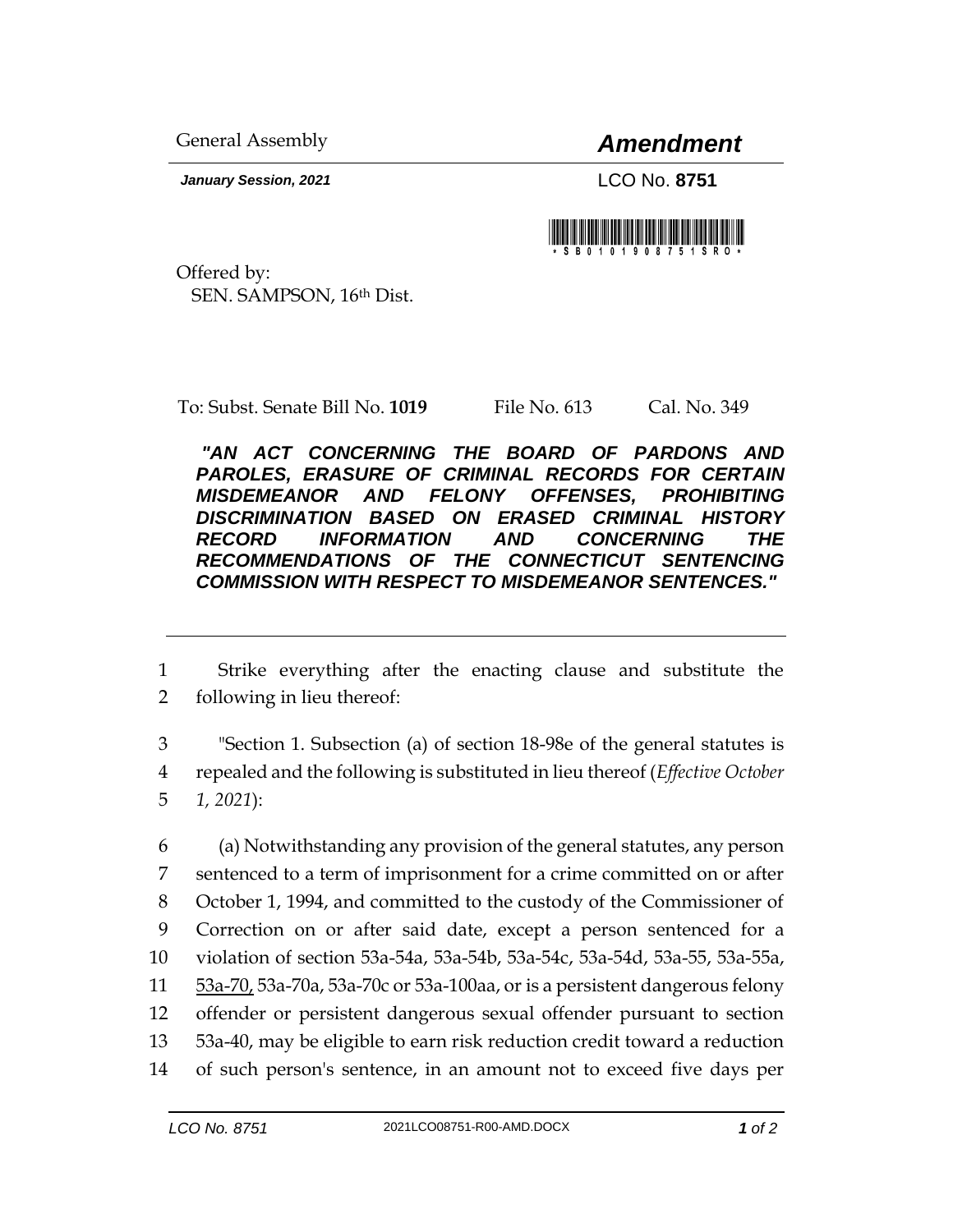General Assembly

# *Amendment*

***January Session, 2021***

LCO No. **8751**

Offered by:
SEN. SAMPSON, 16th Dist.

To: Subst. Senate Bill No. **1019** File No. 613 Cal. No. 349

***"AN ACT CONCERNING THE BOARD OF PARDONS AND PAROLES, ERASURE OF CRIMINAL RECORDS FOR CERTAIN MISDEMEANOR AND FELONY OFFENSES, PROHIBITING DISCRIMINATION BASED ON ERASED CRIMINAL HISTORY RECORD INFORMATION AND CONCERNING THE RECOMMENDATIONS OF THE CONNECTICUT SENTENCING COMMISSION WITH RESPECT TO MISDEMEANOR SENTENCES."***

---

1 Strike everything after the enacting clause and substitute the
2 following in lieu thereof:

3 "Section 1. Subsection (a) of section 18-98e of the general statutes is
4 repealed and the following is substituted in lieu thereof (*Effective October*
5 *1, 2021*):

6 (a) Notwithstanding any provision of the general statutes, any person
7 sentenced to a term of imprisonment for a crime committed on or after
8 October 1, 1994, and committed to the custody of the Commissioner of
9 Correction on or after said date, except a person sentenced for a
10 violation of section 53a-54a, 53a-54b, 53a-54c, 53a-54d, 53a-55, 53a-55a,
11 <u>53a-70,</u> 53a-70a, 53a-70c or 53a-100aa, or is a persistent dangerous felony
12 offender or persistent dangerous sexual offender pursuant to section
13 53a-40, may be eligible to earn risk reduction credit toward a reduction
14 of such person's sentence, in an amount not to exceed five days per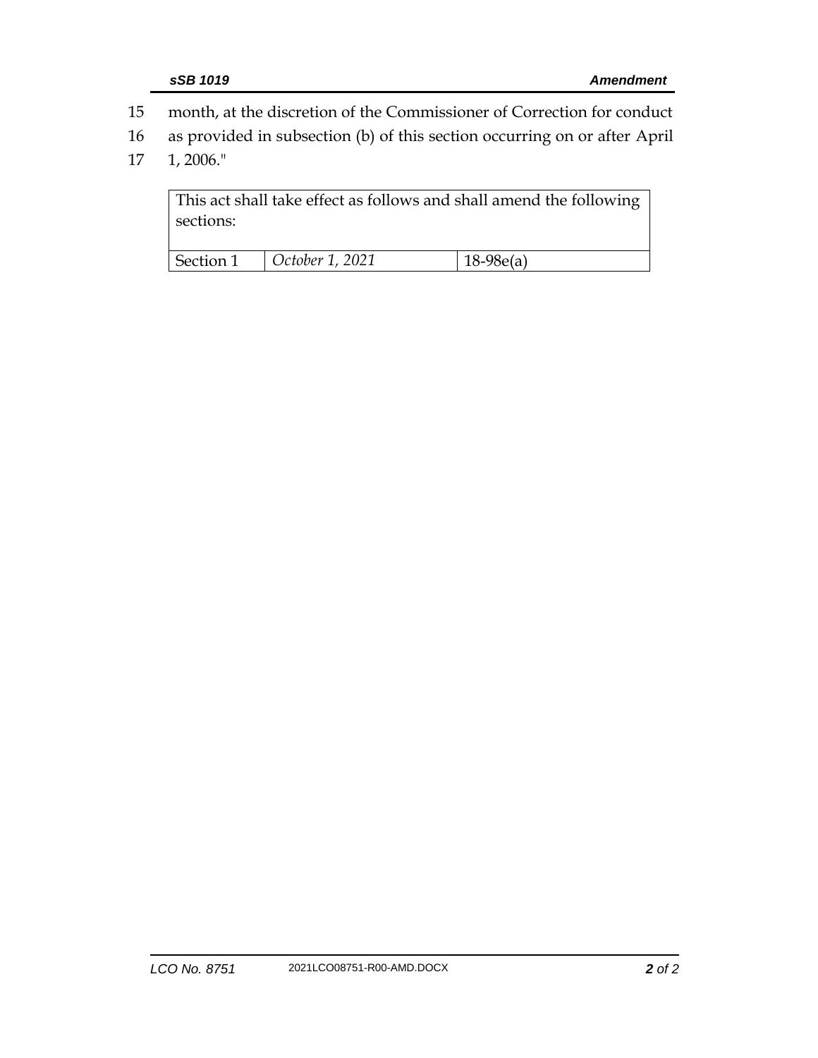month, at the discretion of the Commissioner of Correction for conduct as provided in subsection (b) of this section occurring on or after April 1, 2006."

| This act shall take effect as follows and shall amend the following sections: | | |
|---|---|---|
| Section 1 | *October 1, 2021* | 18-98e(a) |